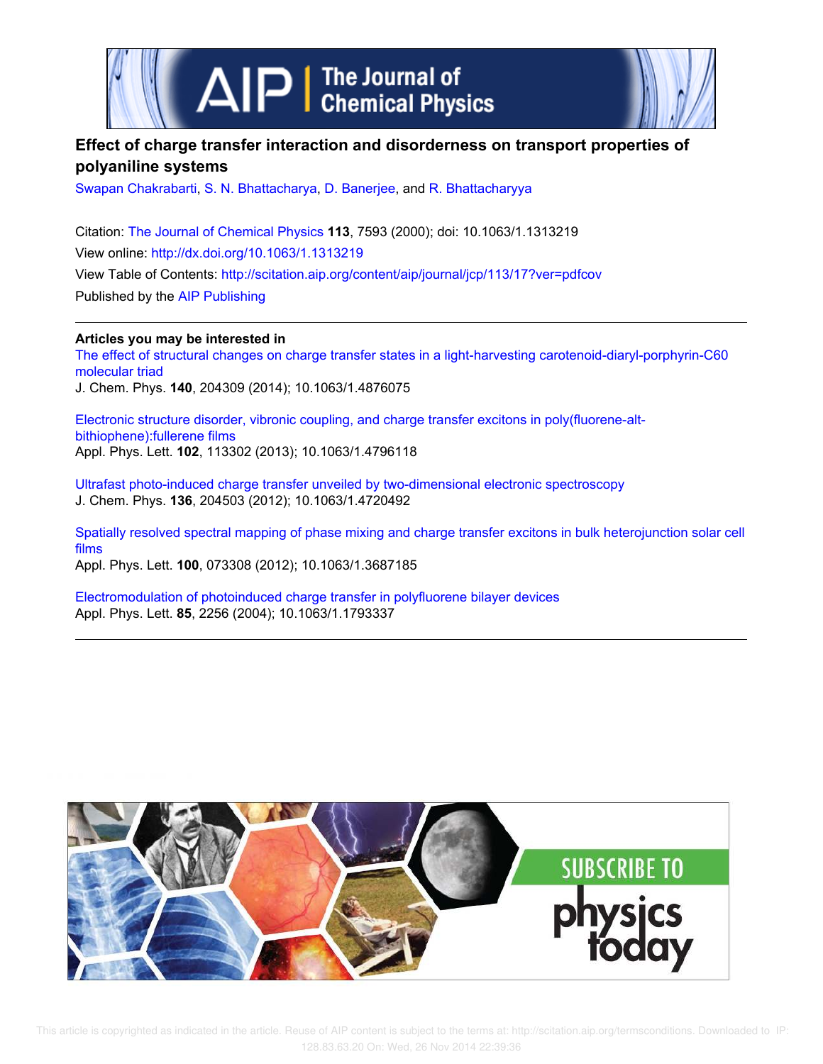# Effect of charge transfer interaction and disorderness on transport properties of polyaniline systems

Swapan Chakrabarti, S. N. Bhattacharya, D. Banerjee, and R. Bhattacharyya

Citation: The Journal of Chemical Physics **113**, 7593 (2000); doi: 10.1063/1.1313219

View online: http://dx.doi.org/10.1063/1.1313219

View Table of Contents: http://scitation.aip.org/content/aip/journal/jcp/113/17?ver=pdfcov

Published by the AIP Publishing

---

**Articles you may be interested in**

The effect of structural changes on charge transfer states in a light-harvesting carotenoid-diaryl-porphyrin-C60 molecular triad
J. Chem. Phys. **140**, 204309 (2014); 10.1063/1.4876075

Electronic structure disorder, vibronic coupling, and charge transfer excitons in poly(fluorene-alt-bithiophene):fullerene films
Appl. Phys. Lett. **102**, 113302 (2013); 10.1063/1.4796118

Ultrafast photo-induced charge transfer unveiled by two-dimensional electronic spectroscopy
J. Chem. Phys. **136**, 204503 (2012); 10.1063/1.4720492

Spatially resolved spectral mapping of phase mixing and charge transfer excitons in bulk heterojunction solar cell films
Appl. Phys. Lett. **100**, 073308 (2012); 10.1063/1.3687185

Electromodulation of photoinduced charge transfer in polyfluorene bilayer devices
Appl. Phys. Lett. **85**, 2256 (2004); 10.1063/1.1793337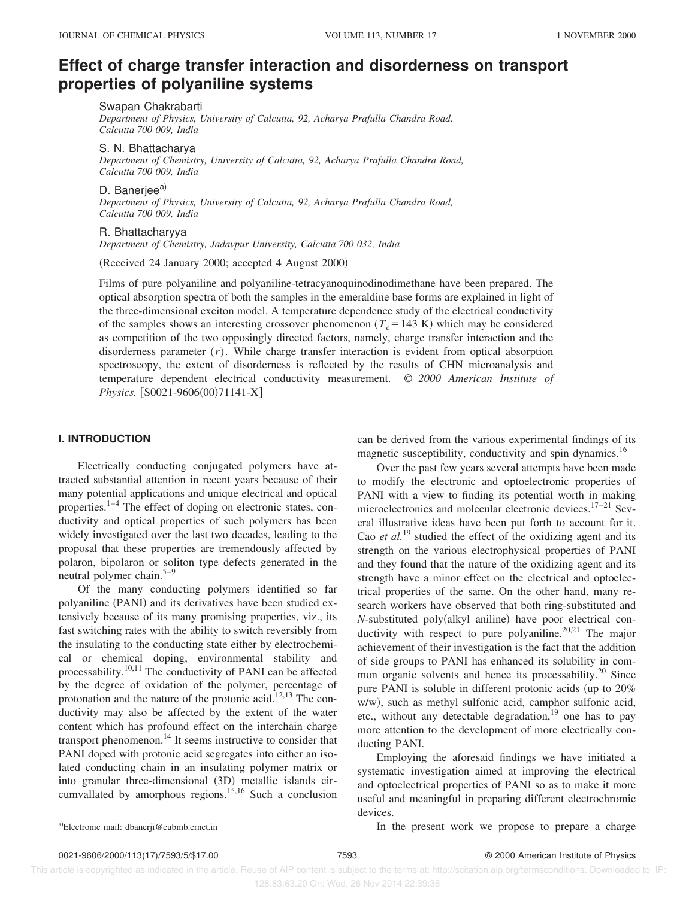# Effect of charge transfer interaction and disorderness on transport properties of polyaniline systems

Swapan Chakrabarti
*Department of Physics, University of Calcutta, 92, Acharya Prafulla Chandra Road, Calcutta 700 009, India*

S. N. Bhattacharya
*Department of Chemistry, University of Calcutta, 92, Acharya Prafulla Chandra Road, Calcutta 700 009, India*

D. Banerjee[a]
*Department of Physics, University of Calcutta, 92, Acharya Prafulla Chandra Road, Calcutta 700 009, India*

R. Bhattacharyya
*Department of Chemistry, Jadavpur University, Calcutta 700 032, India*

(Received 24 January 2000; accepted 4 August 2000)

Films of pure polyaniline and polyaniline-tetracyanoquinodinodimethane have been prepared. The optical absorption spectra of both the samples in the emeraldine base forms are explained in light of the three-dimensional exciton model. A temperature dependence study of the electrical conductivity of the samples shows an interesting crossover phenomenon ($T_c = 143$ K) which may be considered as competition of the two opposingly directed factors, namely, charge transfer interaction and the disorderness parameter ($r$). While charge transfer interaction is evident from optical absorption spectroscopy, the extent of disorderness is reflected by the results of CHN microanalysis and temperature dependent electrical conductivity measurement. © *2000 American Institute of Physics.* [S0021-9606(00)71141-X]

## I. INTRODUCTION

Electrically conducting conjugated polymers have attracted substantial attention in recent years because of their many potential applications and unique electrical and optical properties.[1–4] The effect of doping on electronic states, conductivity and optical properties of such polymers has been widely investigated over the last two decades, leading to the proposal that these properties are tremendously affected by polaron, bipolaron or soliton type defects generated in the neutral polymer chain.[5–9]

Of the many conducting polymers identified so far polyaniline (PANI) and its derivatives have been studied extensively because of its many promising properties, viz., its fast switching rates with the ability to switch reversibly from the insulating to the conducting state either by electrochemical or chemical doping, environmental stability and processability.[10,11] The conductivity of PANI can be affected by the degree of oxidation of the polymer, percentage of protonation and the nature of the protonic acid.[12,13] The conductivity may also be affected by the extent of the water content which has profound effect on the interchain charge transport phenomenon.[14] It seems instructive to consider that PANI doped with protonic acid segregates into either an isolated conducting chain in an insulating polymer matrix or into granular three-dimensional (3D) metallic islands circumvallated by amorphous regions.[15,16] Such a conclusion can be derived from the various experimental findings of its magnetic susceptibility, conductivity and spin dynamics.[16]

Over the past few years several attempts have been made to modify the electronic and optoelectronic properties of PANI with a view to finding its potential worth in making microelectronics and molecular electronic devices.[17–21] Several illustrative ideas have been put forth to account for it. Cao *et al.*[19] studied the effect of the oxidizing agent and its strength on the various electrophysical properties of PANI and they found that the nature of the oxidizing agent and its strength have a minor effect on the electrical and optoelectrical properties of the same. On the other hand, many research workers have observed that both ring-substituted and *N*-substituted poly(alkyl aniline) have poor electrical conductivity with respect to pure polyaniline.[20,21] The major achievement of their investigation is the fact that the addition of side groups to PANI has enhanced its solubility in common organic solvents and hence its processability.[20] Since pure PANI is soluble in different protonic acids (up to 20% w/w), such as methyl sulfonic acid, camphor sulfonic acid, etc., without any detectable degradation,[19] one has to pay more attention to the development of more electrically conducting PANI.

Employing the aforesaid findings we have initiated a systematic investigation aimed at improving the electrical and optoelectrical properties of PANI so as to make it more useful and meaningful in preparing different electrochromic devices.

In the present work we propose to prepare a charge

[a]Electronic mail: dbanerji@cubmb.ernet.in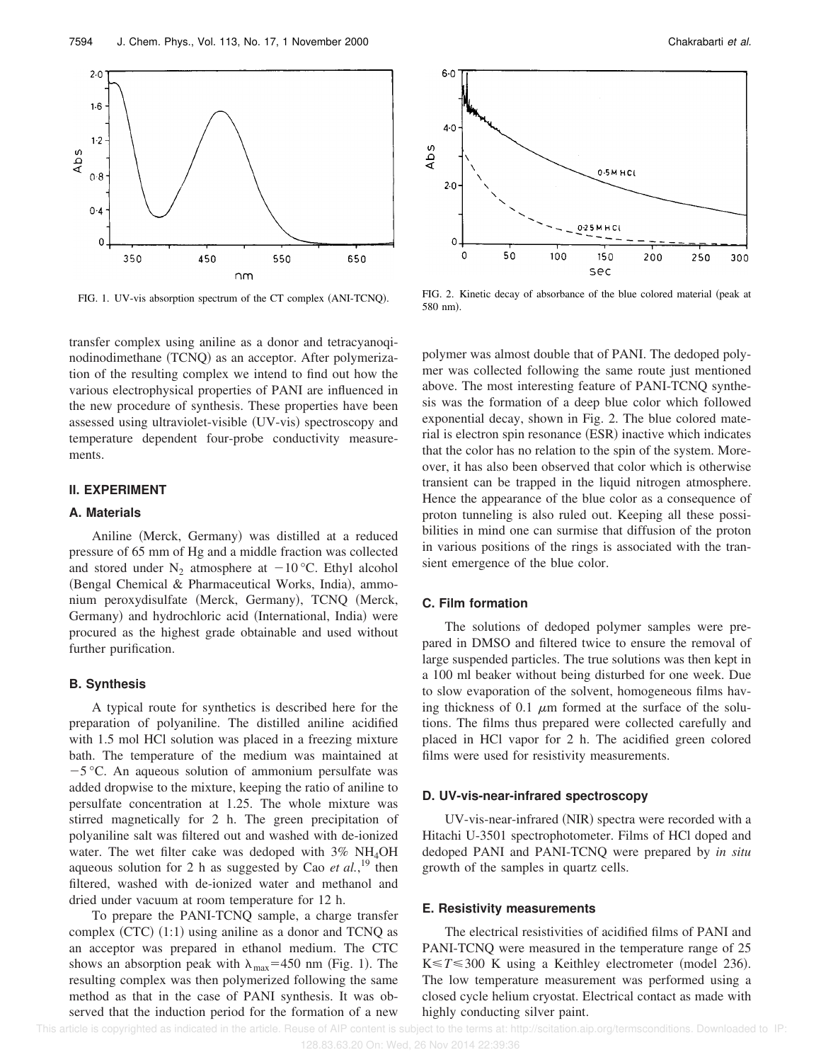FIG. 1. UV-vis absorption spectrum of the CT complex (ANI-TCNQ).

FIG. 2. Kinetic decay of absorbance of the blue colored material (peak at 580 nm).

transfer complex using aniline as a donor and tetracyanoqinodinodimethane (TCNQ) as an acceptor. After polymerization of the resulting complex we intend to find out how the various electrophysical properties of PANI are influenced in the new procedure of synthesis. These properties have been assessed using ultraviolet-visible (UV-vis) spectroscopy and temperature dependent four-probe conductivity measurements.

## II. EXPERIMENT

### A. Materials

Aniline (Merck, Germany) was distilled at a reduced pressure of 65 mm of Hg and a middle fraction was collected and stored under $N_2$ atmosphere at $-10\,°C$. Ethyl alcohol (Bengal Chemical & Pharmaceutical Works, India), ammonium peroxydisulfate (Merck, Germany), TCNQ (Merck, Germany) and hydrochloric acid (International, India) were procured as the highest grade obtainable and used without further purification.

### B. Synthesis

A typical route for synthetics is described here for the preparation of polyaniline. The distilled aniline acidified with 1.5 mol HCl solution was placed in a freezing mixture bath. The temperature of the medium was maintained at $-5\,°C$. An aqueous solution of ammonium persulfate was added dropwise to the mixture, keeping the ratio of aniline to persulfate concentration at 1.25. The whole mixture was stirred magnetically for 2 h. The green precipitation of polyaniline salt was filtered out and washed with de-ionized water. The wet filter cake was dedoped with 3% $NH_4OH$ aqueous solution for 2 h as suggested by Cao *et al.*,[19] then filtered, washed with de-ionized water and methanol and dried under vacuum at room temperature for 12 h.

To prepare the PANI-TCNQ sample, a charge transfer complex (CTC) (1:1) using aniline as a donor and TCNQ as an acceptor was prepared in ethanol medium. The CTC shows an absorption peak with $\lambda_{max}=450$ nm (Fig. 1). The resulting complex was then polymerized following the same method as that in the case of PANI synthesis. It was observed that the induction period for the formation of a new polymer was almost double that of PANI. The dedoped polymer was collected following the same route just mentioned above. The most interesting feature of PANI-TCNQ synthesis was the formation of a deep blue color which followed exponential decay, shown in Fig. 2. The blue colored material is electron spin resonance (ESR) inactive which indicates that the color has no relation to the spin of the system. Moreover, it has also been observed that color which is otherwise transient can be trapped in the liquid nitrogen atmosphere. Hence the appearance of the blue color as a consequence of proton tunneling is also ruled out. Keeping all these possibilities in mind one can surmise that diffusion of the proton in various positions of the rings is associated with the transient emergence of the blue color.

### C. Film formation

The solutions of dedoped polymer samples were prepared in DMSO and filtered twice to ensure the removal of large suspended particles. The true solutions was then kept in a 100 ml beaker without being disturbed for one week. Due to slow evaporation of the solvent, homogeneous films having thickness of 0.1 $\mu$m formed at the surface of the solutions. The films thus prepared were collected carefully and placed in HCl vapor for 2 h. The acidified green colored films were used for resistivity measurements.

### D. UV-vis-near-infrared spectroscopy

UV-vis-near-infrared (NIR) spectra were recorded with a Hitachi U-3501 spectrophotometer. Films of HCl doped and dedoped PANI and PANI-TCNQ were prepared by *in situ* growth of the samples in quartz cells.

### E. Resistivity measurements

The electrical resistivities of acidified films of PANI and PANI-TCNQ were measured in the temperature range of 25 $\mathrm{K} \leqslant T \leqslant 300$ K using a Keithley electrometer (model 236). The low temperature measurement was performed using a closed cycle helium cryostat. Electrical contact as made with highly conducting silver paint.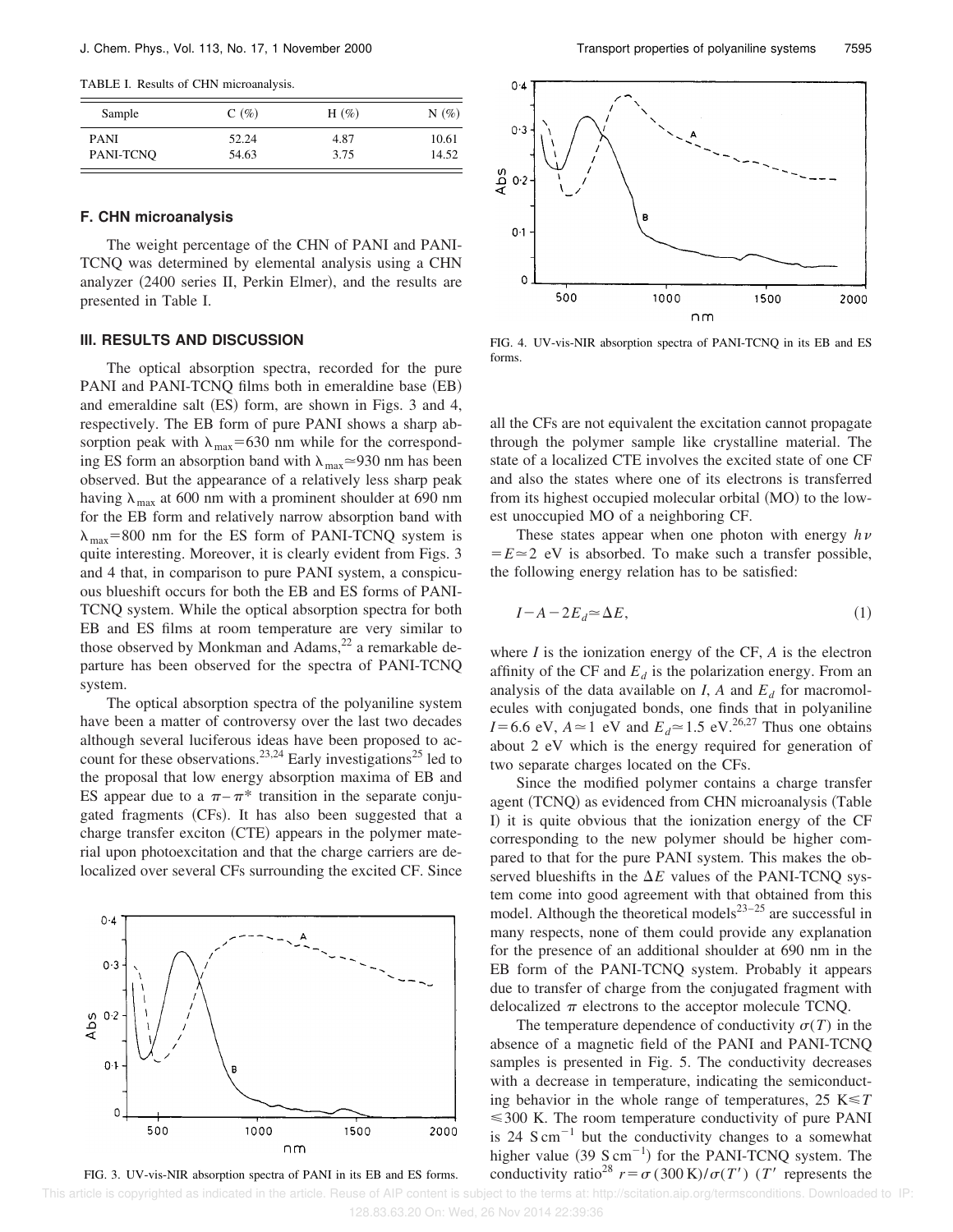TABLE I. Results of CHN microanalysis.

| Sample | C (%) | H (%) | N (%) |
| --- | --- | --- | --- |
| PANI | 52.24 | 4.87 | 10.61 |
| PANI-TCNQ | 54.63 | 3.75 | 14.52 |

### F. CHN microanalysis

The weight percentage of the CHN of PANI and PANI-TCNQ was determined by elemental analysis using a CHN analyzer (2400 series II, Perkin Elmer), and the results are presented in Table I.

## III. RESULTS AND DISCUSSION

The optical absorption spectra, recorded for the pure PANI and PANI-TCNQ films both in emeraldine base (EB) and emeraldine salt (ES) form, are shown in Figs. 3 and 4, respectively. The EB form of pure PANI shows a sharp absorption peak with $\lambda_{max}=630$ nm while for the corresponding ES form an absorption band with $\lambda_{max}\simeq 930$ nm has been observed. But the appearance of a relatively less sharp peak having $\lambda_{max}$ at 600 nm with a prominent shoulder at 690 nm for the EB form and relatively narrow absorption band with $\lambda_{max}=800$ nm for the ES form of PANI-TCNQ system is quite interesting. Moreover, it is clearly evident from Figs. 3 and 4 that, in comparison to pure PANI system, a conspicuous blueshift occurs for both the EB and ES forms of PANI-TCNQ system. While the optical absorption spectra for both EB and ES films at room temperature are very similar to those observed by Monkman and Adams,[22] a remarkable departure has been observed for the spectra of PANI-TCNQ system.

The optical absorption spectra of the polyaniline system have been a matter of controversy over the last two decades although several luciferous ideas have been proposed to account for these observations.[23,24] Early investigations[25] led to the proposal that low energy absorption maxima of EB and ES appear due to a $\pi-\pi^*$ transition in the separate conjugated fragments (CFs). It has also been suggested that a charge transfer exciton (CTE) appears in the polymer material upon photoexcitation and that the charge carriers are delocalized over several CFs surrounding the excited CF. Since all the CFs are not equivalent the excitation cannot propagate through the polymer sample like crystalline material. The state of a localized CTE involves the excited state of one CF and also the states where one of its electrons is transferred from its highest occupied molecular orbital (MO) to the lowest unoccupied MO of a neighboring CF.

FIG. 3. UV-vis-NIR absorption spectra of PANI in its EB and ES forms.

FIG. 4. UV-vis-NIR absorption spectra of PANI-TCNQ in its EB and ES forms.

These states appear when one photon with energy $h\nu=E\simeq 2$ eV is absorbed. To make such a transfer possible, the following energy relation has to be satisfied:

$$I-A-2E_d\simeq \Delta E, \tag{1}$$

where $I$ is the ionization energy of the CF, $A$ is the electron affinity of the CF and $E_d$ is the polarization energy. From an analysis of the data available on $I$, $A$ and $E_d$ for macromolecules with conjugated bonds, one finds that in polyaniline $I=6.6$ eV, $A\simeq 1$ eV and $E_d\simeq 1.5$ eV.[26,27] Thus one obtains about 2 eV which is the energy required for generation of two separate charges located on the CFs.

Since the modified polymer contains a charge transfer agent (TCNQ) as evidenced from CHN microanalysis (Table I) it is quite obvious that the ionization energy of the CF corresponding to the new polymer should be higher compared to that for the pure PANI system. This makes the observed blueshifts in the $\Delta E$ values of the PANI-TCNQ system come into good agreement with that obtained from this model. Although the theoretical models[23–25] are successful in many respects, none of them could provide any explanation for the presence of an additional shoulder at 690 nm in the EB form of the PANI-TCNQ system. Probably it appears due to transfer of charge from the conjugated fragment with delocalized $\pi$ electrons to the acceptor molecule TCNQ.

The temperature dependence of conductivity $\sigma(T)$ in the absence of a magnetic field of the PANI and PANI-TCNQ samples is presented in Fig. 5. The conductivity decreases with a decrease in temperature, indicating the semiconducting behavior in the whole range of temperatures, $25\text{ K}\leqslant T\leqslant 300$ K. The room temperature conductivity of pure PANI is 24 $\text{S cm}^{-1}$ but the conductivity changes to a somewhat higher value (39 $\text{S cm}^{-1}$) for the PANI-TCNQ system. The conductivity ratio[28] $r=\sigma(300\text{ K})/\sigma(T')$ ($T'$ represents the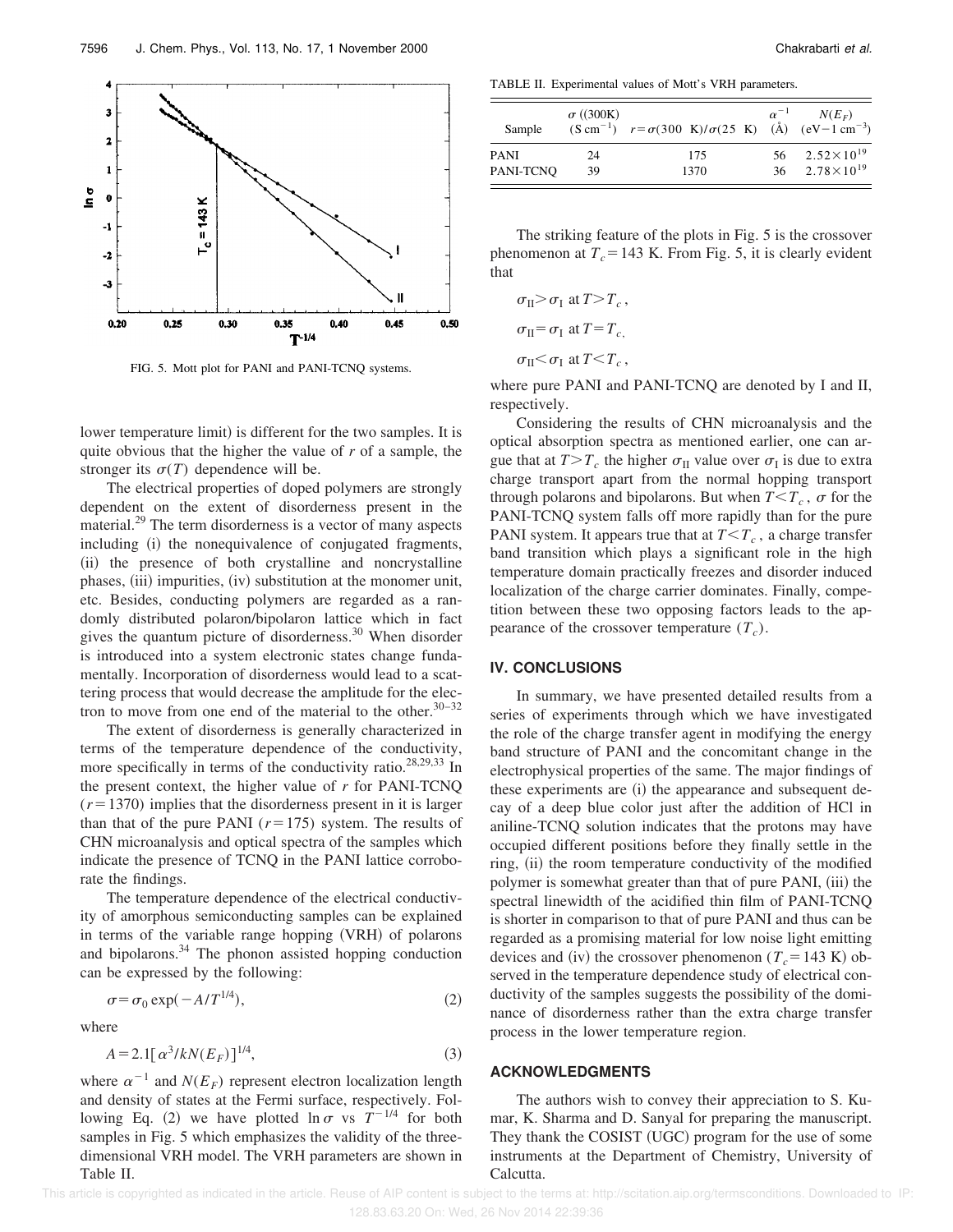FIG. 5. Mott plot for PANI and PANI-TCNQ systems.

lower temperature limit) is different for the two samples. It is quite obvious that the higher the value of $r$ of a sample, the stronger its $\sigma(T)$ dependence will be.

The electrical properties of doped polymers are strongly dependent on the extent of disorderness present in the material.[29] The term disorderness is a vector of many aspects including (i) the nonequivalence of conjugated fragments, (ii) the presence of both crystalline and noncrystalline phases, (iii) impurities, (iv) substitution at the monomer unit, etc. Besides, conducting polymers are regarded as a randomly distributed polaron/bipolaron lattice which in fact gives the quantum picture of disorderness.[30] When disorder is introduced into a system electronic states change fundamentally. Incorporation of disorderness would lead to a scattering process that would decrease the amplitude for the electron to move from one end of the material to the other.[30–32]

The extent of disorderness is generally characterized in terms of the temperature dependence of the conductivity, more specifically in terms of the conductivity ratio.[28,29,33] In the present context, the higher value of $r$ for PANI-TCNQ ($r=1370$) implies that the disorderness present in it is larger than that of the pure PANI ($r=175$) system. The results of CHN microanalysis and optical spectra of the samples which indicate the presence of TCNQ in the PANI lattice corroborate the findings.

The temperature dependence of the electrical conductivity of amorphous semiconducting samples can be explained in terms of the variable range hopping (VRH) of polarons and bipolarons.[34] The phonon assisted hopping conduction can be expressed by the following:

$$\sigma=\sigma_0 \exp(-A/T^{1/4}), \tag{2}$$

where

$$A=2.1[\alpha^3/kN(E_F)]^{1/4}, \tag{3}$$

where $\alpha^{-1}$ and $N(E_F)$ represent electron localization length and density of states at the Fermi surface, respectively. Following Eq. (2) we have plotted $\ln\sigma$ vs $T^{-1/4}$ for both samples in Fig. 5 which emphasizes the validity of the three-dimensional VRH model. The VRH parameters are shown in Table II.

TABLE II. Experimental values of Mott's VRH parameters.

| Sample | $\sigma$ ((300K) (S cm$^{-1}$) | $r=\sigma(300\ \text{K})/\sigma(25\ \text{K})$ | $\alpha^{-1}$ (Å) | $N(E_F)$ (eV$-1$ cm$^{-3}$) |
|---|---|---|---|---|
| PANI | 24 | 175 | 56 | $2.52\times10^{19}$ |
| PANI-TCNQ | 39 | 1370 | 36 | $2.78\times10^{19}$ |

The striking feature of the plots in Fig. 5 is the crossover phenomenon at $T_c=143$ K. From Fig. 5, it is clearly evident that

$\sigma_{\text{II}}>\sigma_{\text{I}}$ at $T>T_c$,

$\sigma_{\text{II}}=\sigma_{\text{I}}$ at $T=T_c$,

$\sigma_{\text{II}}<\sigma_{\text{I}}$ at $T<T_c$,

where pure PANI and PANI-TCNQ are denoted by I and II, respectively.

Considering the results of CHN microanalysis and the optical absorption spectra as mentioned earlier, one can argue that at $T>T_c$ the higher $\sigma_{\text{II}}$ value over $\sigma_{\text{I}}$ is due to extra charge transport apart from the normal hopping transport through polarons and bipolarons. But when $T<T_c$, $\sigma$ for the PANI-TCNQ system falls off more rapidly than for the pure PANI system. It appears true that at $T<T_c$, a charge transfer band transition which plays a significant role in the high temperature domain practically freezes and disorder induced localization of the charge carrier dominates. Finally, competition between these two opposing factors leads to the appearance of the crossover temperature ($T_c$).

## IV. CONCLUSIONS

In summary, we have presented detailed results from a series of experiments through which we have investigated the role of the charge transfer agent in modifying the energy band structure of PANI and the concomitant change in the electrophysical properties of the same. The major findings of these experiments are (i) the appearance and subsequent decay of a deep blue color just after the addition of HCl in aniline-TCNQ solution indicates that the protons may have occupied different positions before they finally settle in the ring, (ii) the room temperature conductivity of the modified polymer is somewhat greater than that of pure PANI, (iii) the spectral linewidth of the acidified thin film of PANI-TCNQ is shorter in comparison to that of pure PANI and thus can be regarded as a promising material for low noise light emitting devices and (iv) the crossover phenomenon ($T_c=143$ K) observed in the temperature dependence study of electrical conductivity of the samples suggests the possibility of the dominance of disorderness rather than the extra charge transfer process in the lower temperature region.

## ACKNOWLEDGMENTS

The authors wish to convey their appreciation to S. Kumar, K. Sharma and D. Sanyal for preparing the manuscript. They thank the COSIST (UGC) program for the use of some instruments at the Department of Chemistry, University of Calcutta.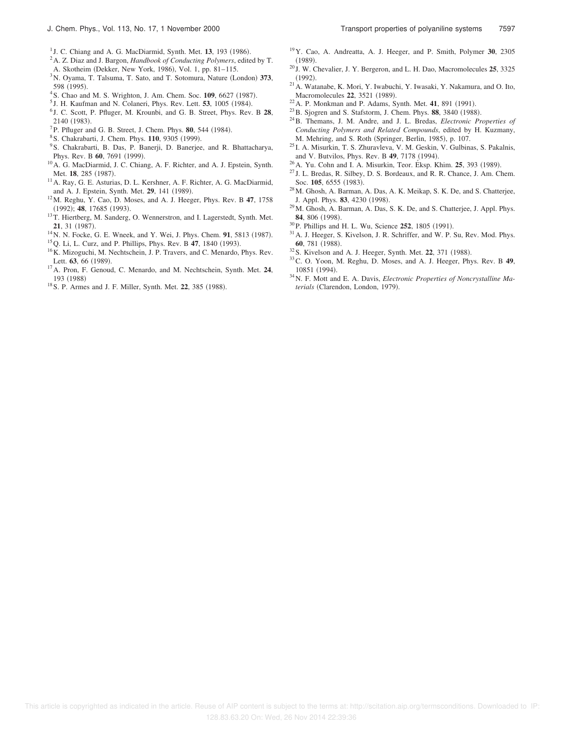[1] J. C. Chiang and A. G. MacDiarmid, Synth. Met. **13**, 193 (1986).

[2] A. Z. Diaz and J. Bargon, *Handbook of Conducting Polymers*, edited by T. A. Skotheim (Dekker, New York, 1986), Vol. 1, pp. 81–115.

[3] N. Oyama, T. Talsuma, T. Sato, and T. Sotomura, Nature (London) **373**, 598 (1995).

[4] S. Chao and M. S. Wrighton, J. Am. Chem. Soc. **109**, 6627 (1987).

[5] J. H. Kaufman and N. Colaneri, Phys. Rev. Lett. **53**, 1005 (1984).

[6] J. C. Scott, P. Pfluger, M. Krounbi, and G. B. Street, Phys. Rev. B **28**, 2140 (1983).

[7] P. Pfluger and G. B. Street, J. Chem. Phys. **80**, 544 (1984).

[8] S. Chakrabarti, J. Chem. Phys. **110**, 9305 (1999).

[9] S. Chakrabarti, B. Das, P. Banerji, D. Banerjee, and R. Bhattacharya, Phys. Rev. B **60**, 7691 (1999).

[10] A. G. MacDiarmid, J. C. Chiang, A. F. Richter, and A. J. Epstein, Synth. Met. **18**, 285 (1987).

[11] A. Ray, G. E. Asturias, D. L. Kershner, A. F. Richter, A. G. MacDiarmid, and A. J. Epstein, Synth. Met. **29**, 141 (1989).

[12] M. Reghu, Y. Cao, D. Moses, and A. J. Heeger, Phys. Rev. B **47**, 1758 (1992); **48**, 17685 (1993).

[13] T. Hiertberg, M. Sanderg, O. Wennerstron, and I. Lagerstedt, Synth. Met. **21**, 31 (1987).

[14] N. N. Focke, G. E. Wneek, and Y. Wei, J. Phys. Chem. **91**, 5813 (1987).

[15] Q. Li, L. Curz, and P. Phillips, Phys. Rev. B **47**, 1840 (1993).

[16] K. Mizoguchi, M. Nechtschein, J. P. Travers, and C. Menardo, Phys. Rev. Lett. **63**, 66 (1989).

[17] A. Pron, F. Genoud, C. Menardo, and M. Nechtschein, Synth. Met. **24**, 193 (1988)

[18] S. P. Armes and J. F. Miller, Synth. Met. **22**, 385 (1988).

[19] Y. Cao, A. Andreatta, A. J. Heeger, and P. Smith, Polymer **30**, 2305 (1989).

[20] J. W. Chevalier, J. Y. Bergeron, and L. H. Dao, Macromolecules **25**, 3325 (1992).

[21] A. Watanabe, K. Mori, Y. Iwabuchi, Y. Iwasaki, Y. Nakamura, and O. Ito, Macromolecules **22**, 3521 (1989).

[22] A. P. Monkman and P. Adams, Synth. Met. **41**, 891 (1991).

[23] B. Sjogren and S. Stafstorm, J. Chem. Phys. **88**, 3840 (1988).

[24] B. Themans, J. M. Andre, and J. L. Bredas, *Electronic Properties of Conducting Polymers and Related Compounds*, edited by H. Kuzmany, M. Mehring, and S. Roth (Springer, Berlin, 1985), p. 107.

[25] I. A. Misurkin, T. S. Zhuravleva, V. M. Geskin, V. Gulbinas, S. Pakalnis, and V. Butvilos, Phys. Rev. B **49**, 7178 (1994).

[26] A. Yu. Cohn and I. A. Misurkin, Teor. Ėksp. Khim. **25**, 393 (1989).

[27] J. L. Bredas, R. Silbey, D. S. Bordeaux, and R. R. Chance, J. Am. Chem. Soc. **105**, 6555 (1983).

[28] M. Ghosh, A. Barman, A. Das, A. K. Meikap, S. K. De, and S. Chatterjee, J. Appl. Phys. **83**, 4230 (1998).

[29] M. Ghosh, A. Barman, A. Das, S. K. De, and S. Chatterjee, J. Appl. Phys. **84**, 806 (1998).

[30] P. Phillips and H. L. Wu, Science **252**, 1805 (1991).

[31] A. J. Heeger, S. Kivelson, J. R. Schriffer, and W. P. Su, Rev. Mod. Phys. **60**, 781 (1988).

[32] S. Kivelson and A. J. Heeger, Synth. Met. **22**, 371 (1988).

[33] C. O. Yoon, M. Reghu, D. Moses, and A. J. Heeger, Phys. Rev. B **49**, 10851 (1994).

[34] N. F. Mott and E. A. Davis, *Electronic Properties of Noncrystalline Materials* (Clarendon, London, 1979).